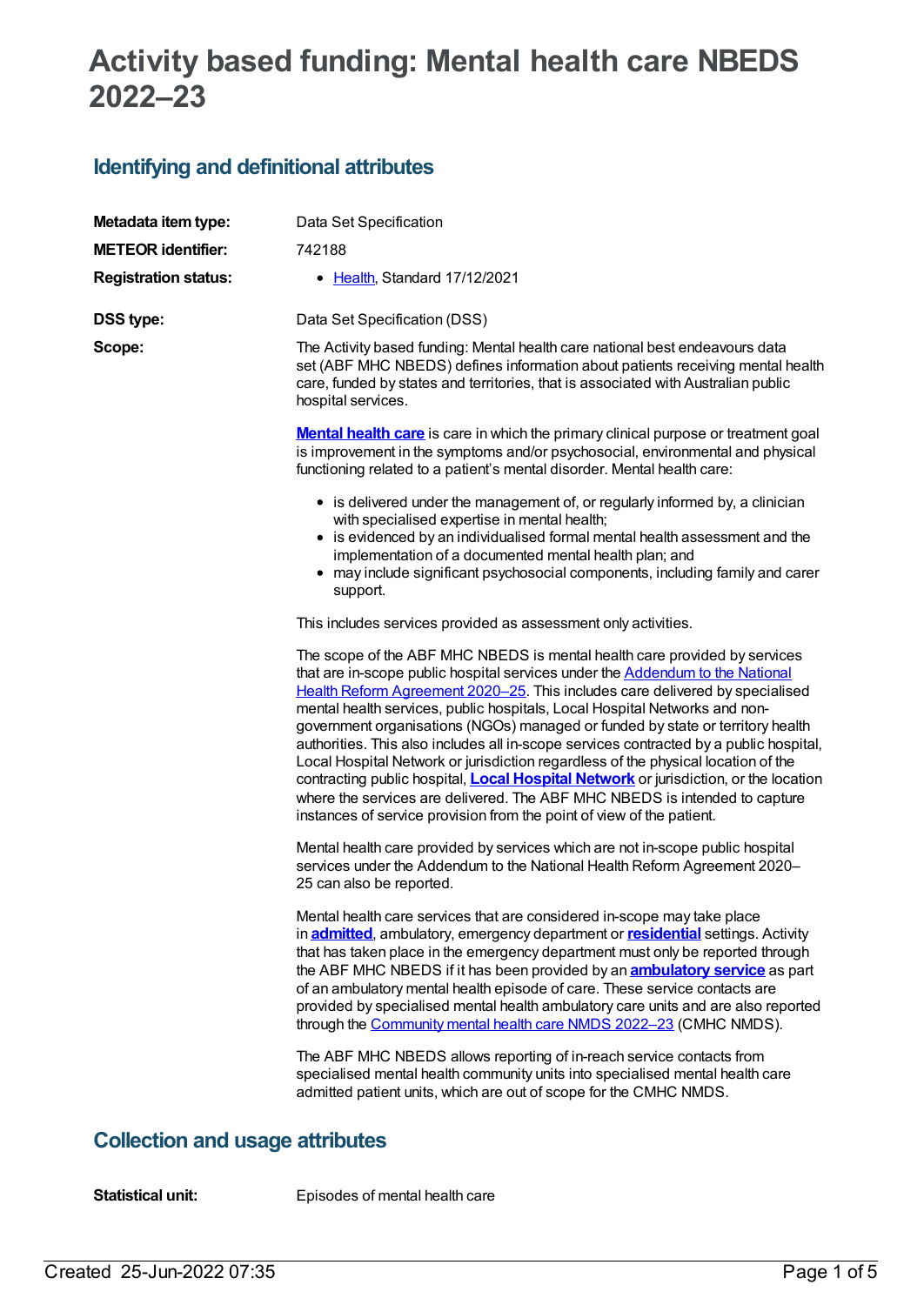# Activity based funding: Mental health care NBEDS 2022–23

## Identifying and definitional attributes

| | |
|---|---|
| **Metadata item type:** | Data Set Specification |
| **METEOR identifier:** | 742188 |
| **Registration status:** | • Health, Standard 17/12/2021 |
| **DSS type:** | Data Set Specification (DSS) |

**Scope:**

The Activity based funding: Mental health care national best endeavours data set (ABF MHC NBEDS) defines information about patients receiving mental health care, funded by states and territories, that is associated with Australian public hospital services.

**Mental health care** is care in which the primary clinical purpose or treatment goal is improvement in the symptoms and/or psychosocial, environmental and physical functioning related to a patient's mental disorder. Mental health care:

- is delivered under the management of, or regularly informed by, a clinician with specialised expertise in mental health;
- is evidenced by an individualised formal mental health assessment and the implementation of a documented mental health plan; and
- may include significant psychosocial components, including family and carer support.

This includes services provided as assessment only activities.

The scope of the ABF MHC NBEDS is mental health care provided by services that are in-scope public hospital services under the Addendum to the National Health Reform Agreement 2020–25. This includes care delivered by specialised mental health services, public hospitals, Local Hospital Networks and non-government organisations (NGOs) managed or funded by state or territory health authorities. This also includes all in-scope services contracted by a public hospital, Local Hospital Network or jurisdiction regardless of the physical location of the contracting public hospital, **Local Hospital Network** or jurisdiction, or the location where the services are delivered. The ABF MHC NBEDS is intended to capture instances of service provision from the point of view of the patient.

Mental health care provided by services which are not in-scope public hospital services under the Addendum to the National Health Reform Agreement 2020–25 can also be reported.

Mental health care services that are considered in-scope may take place in **admitted**, ambulatory, emergency department or **residential** settings. Activity that has taken place in the emergency department must only be reported through the ABF MHC NBEDS if it has been provided by an **ambulatory service** as part of an ambulatory mental health episode of care. These service contacts are provided by specialised mental health ambulatory care units and are also reported through the Community mental health care NMDS 2022–23 (CMHC NMDS).

The ABF MHC NBEDS allows reporting of in-reach service contacts from specialised mental health community units into specialised mental health care admitted patient units, which are out of scope for the CMHC NMDS.

## Collection and usage attributes

| | |
|---|---|
| **Statistical unit:** | Episodes of mental health care |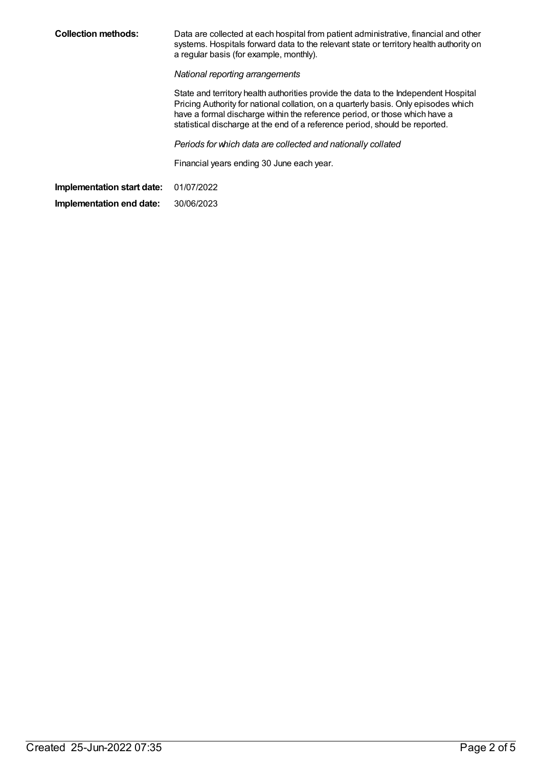**Collection methods:** Data are collected at each hospital from patient administrative, financial and other systems. Hospitals forward data to the relevant state or territory health authority on a regular basis (for example, monthly).

*National reporting arrangements*

State and territory health authorities provide the data to the Independent Hospital Pricing Authority for national collation, on a quarterly basis. Only episodes which have a formal discharge within the reference period, or those which have a statistical discharge at the end of a reference period, should be reported.

*Periods for which data are collected and nationally collated*

Financial years ending 30 June each year.

**Implementation start date:** 01/07/2022

**Implementation end date:** 30/06/2023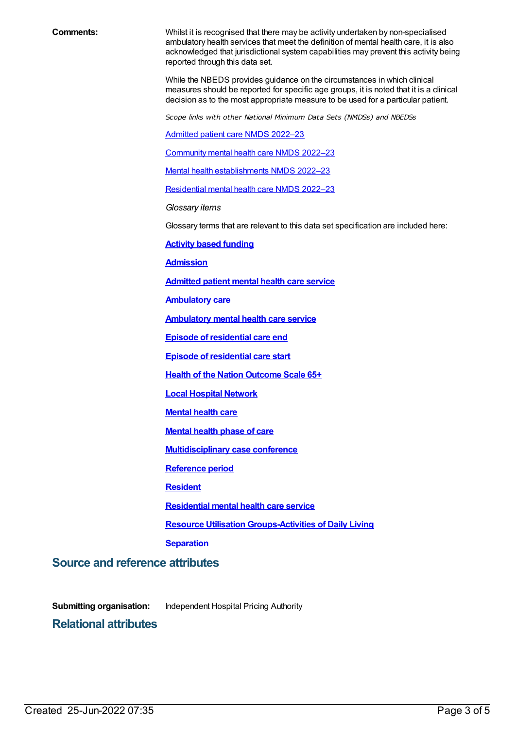**Comments:** Whilst it is recognised that there may be activity undertaken by non-specialised ambulatory health services that meet the definition of mental health care, it is also acknowledged that jurisdictional system capabilities may prevent this activity being reported through this data set.

While the NBEDS provides guidance on the circumstances in which clinical measures should be reported for specific age groups, it is noted that it is a clinical decision as to the most appropriate measure to be used for a particular patient.

*Scope links with other National Minimum Data Sets (NMDSs) and NBEDSs*

Admitted patient care NMDS 2022–23

Community mental health care NMDS 2022–23

Mental health establishments NMDS 2022–23

Residential mental health care NMDS 2022–23

*Glossary items*

Glossary terms that are relevant to this data set specification are included here:

**Activity based funding**

**Admission**

**Admitted patient mental health care service**

**Ambulatory care**

**Ambulatory mental health care service**

**Episode of residential care end**

**Episode of residential care start**

**Health of the Nation Outcome Scale 65+**

**Local Hospital Network**

**Mental health care**

**Mental health phase of care**

**Multidisciplinary case conference**

**Reference period**

**Resident**

**Residential mental health care service**

**Resource Utilisation Groups-Activities of Daily Living**

**Separation**

## Source and reference attributes

**Submitting organisation:** Independent Hospital Pricing Authority

## Relational attributes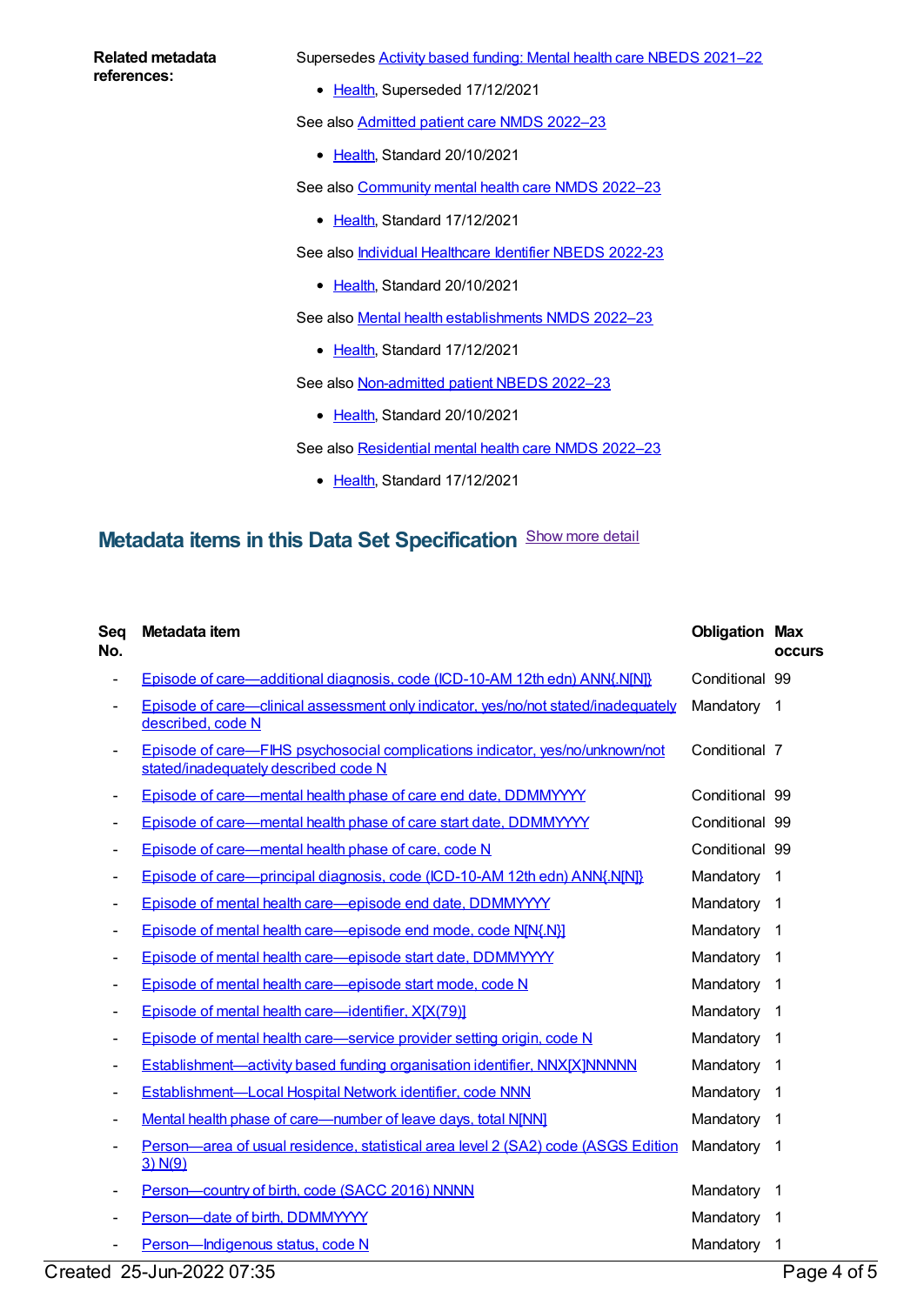**Related metadata references:**

Supersedes Activity based funding: Mental health care NBEDS 2021–22

- Health, Superseded 17/12/2021

See also Admitted patient care NMDS 2022–23

- Health, Standard 20/10/2021

See also Community mental health care NMDS 2022–23

- Health, Standard 17/12/2021

See also Individual Healthcare Identifier NBEDS 2022-23

- Health, Standard 20/10/2021

See also Mental health establishments NMDS 2022–23

- Health, Standard 17/12/2021

See also Non-admitted patient NBEDS 2022–23

- Health, Standard 20/10/2021

See also Residential mental health care NMDS 2022–23

- Health, Standard 17/12/2021

## Metadata items in this Data Set Specification

Show more detail

| Seq No. | Metadata item | Obligation | Max occurs |
|---|---|---|---|
| - | Episode of care—additional diagnosis, code (ICD-10-AM 12th edn) ANN{.N[N]} | Conditional | 99 |
| - | Episode of care—clinical assessment only indicator, yes/no/not stated/inadequately described, code N | Mandatory | 1 |
| - | Episode of care—FIHS psychosocial complications indicator, yes/no/unknown/not stated/inadequately described code N | Conditional | 7 |
| - | Episode of care—mental health phase of care end date, DDMMYYYY | Conditional | 99 |
| - | Episode of care—mental health phase of care start date, DDMMYYYY | Conditional | 99 |
| - | Episode of care—mental health phase of care, code N | Conditional | 99 |
| - | Episode of care—principal diagnosis, code (ICD-10-AM 12th edn) ANN{.N[N]} | Mandatory | 1 |
| - | Episode of mental health care—episode end date, DDMMYYYY | Mandatory | 1 |
| - | Episode of mental health care—episode end mode, code N[N{.N}] | Mandatory | 1 |
| - | Episode of mental health care—episode start date, DDMMYYYY | Mandatory | 1 |
| - | Episode of mental health care—episode start mode, code N | Mandatory | 1 |
| - | Episode of mental health care—identifier, X[X(79)] | Mandatory | 1 |
| - | Episode of mental health care—service provider setting origin, code N | Mandatory | 1 |
| - | Establishment—activity based funding organisation identifier, NNX[X]NNNNN | Mandatory | 1 |
| - | Establishment—Local Hospital Network identifier, code NNN | Mandatory | 1 |
| - | Mental health phase of care—number of leave days, total N[NN] | Mandatory | 1 |
| - | Person—area of usual residence, statistical area level 2 (SA2) code (ASGS Edition 3) N(9) | Mandatory | 1 |
| - | Person—country of birth, code (SACC 2016) NNNN | Mandatory | 1 |
| - | Person—date of birth, DDMMYYYY | Mandatory | 1 |
| - | Person—Indigenous status, code N | Mandatory | 1 |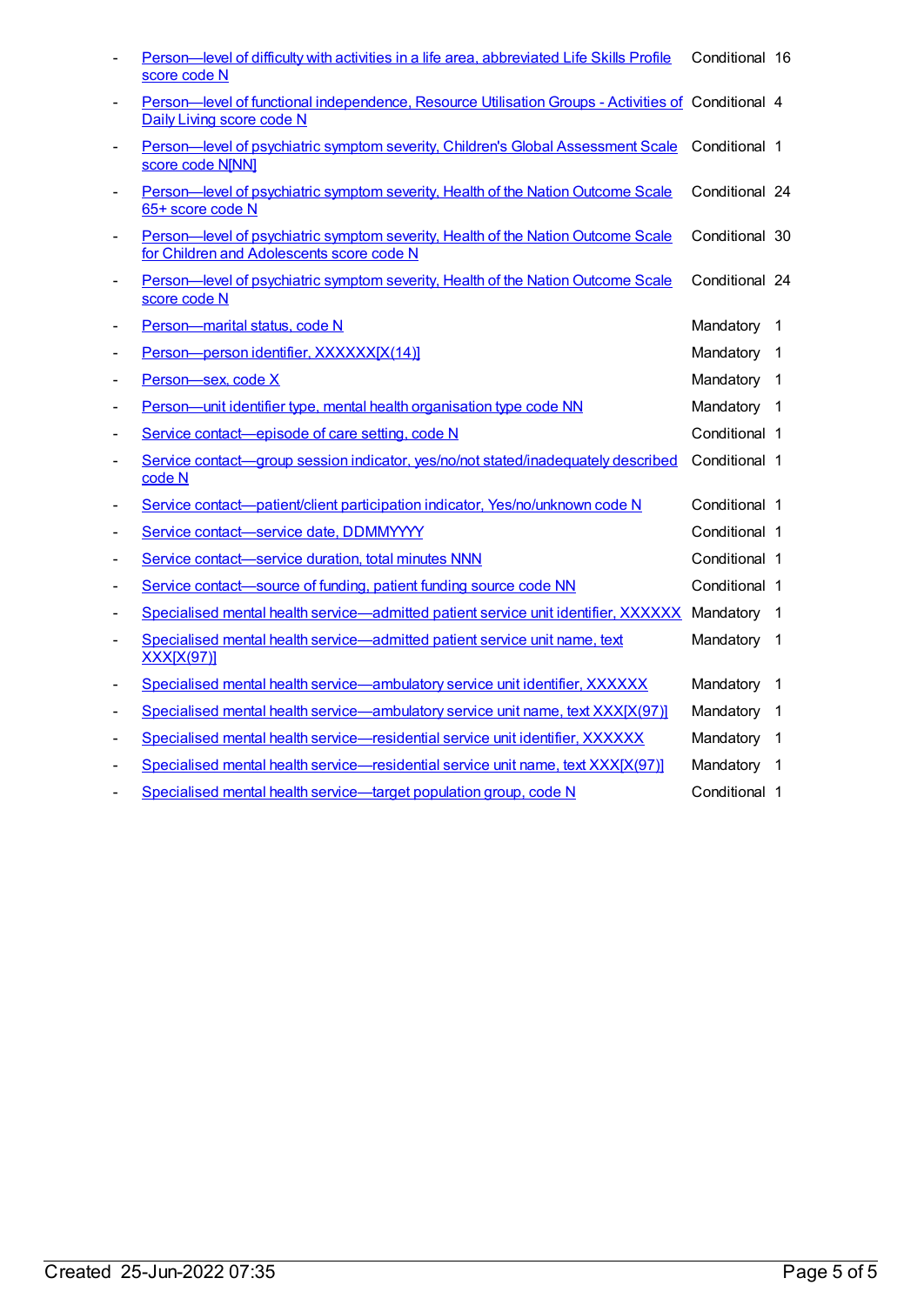- Person—level of difficulty with activities in a life area, abbreviated Life Skills Profile score code N — Conditional 16
- Person—level of functional independence, Resource Utilisation Groups - Activities of Daily Living score code N — Conditional 4
- Person—level of psychiatric symptom severity, Children's Global Assessment Scale score code N[NN] — Conditional 1
- Person—level of psychiatric symptom severity, Health of the Nation Outcome Scale 65+ score code N — Conditional 24
- Person—level of psychiatric symptom severity, Health of the Nation Outcome Scale for Children and Adolescents score code N — Conditional 30
- Person—level of psychiatric symptom severity, Health of the Nation Outcome Scale score code N — Conditional 24
- Person—marital status, code N — Mandatory 1
- Person—person identifier, XXXXXX[X(14)] — Mandatory 1
- Person—sex, code X — Mandatory 1
- Person—unit identifier type, mental health organisation type code NN — Mandatory 1
- Service contact—episode of care setting, code N — Conditional 1
- Service contact—group session indicator, yes/no/not stated/inadequately described code N — Conditional 1
- Service contact—patient/client participation indicator, Yes/no/unknown code N — Conditional 1
- Service contact—service date, DDMMYYYY — Conditional 1
- Service contact—service duration, total minutes NNN — Conditional 1
- Service contact—source of funding, patient funding source code NN — Conditional 1
- Specialised mental health service—admitted patient service unit identifier, XXXXXX — Mandatory 1
- Specialised mental health service—admitted patient service unit name, text XXX[X(97)] — Mandatory 1
- Specialised mental health service—ambulatory service unit identifier, XXXXXX — Mandatory 1
- Specialised mental health service—ambulatory service unit name, text XXX[X(97)] — Mandatory 1
- Specialised mental health service—residential service unit identifier, XXXXXX — Mandatory 1
- Specialised mental health service—residential service unit name, text XXX[X(97)] — Mandatory 1
- Specialised mental health service—target population group, code N — Conditional 1